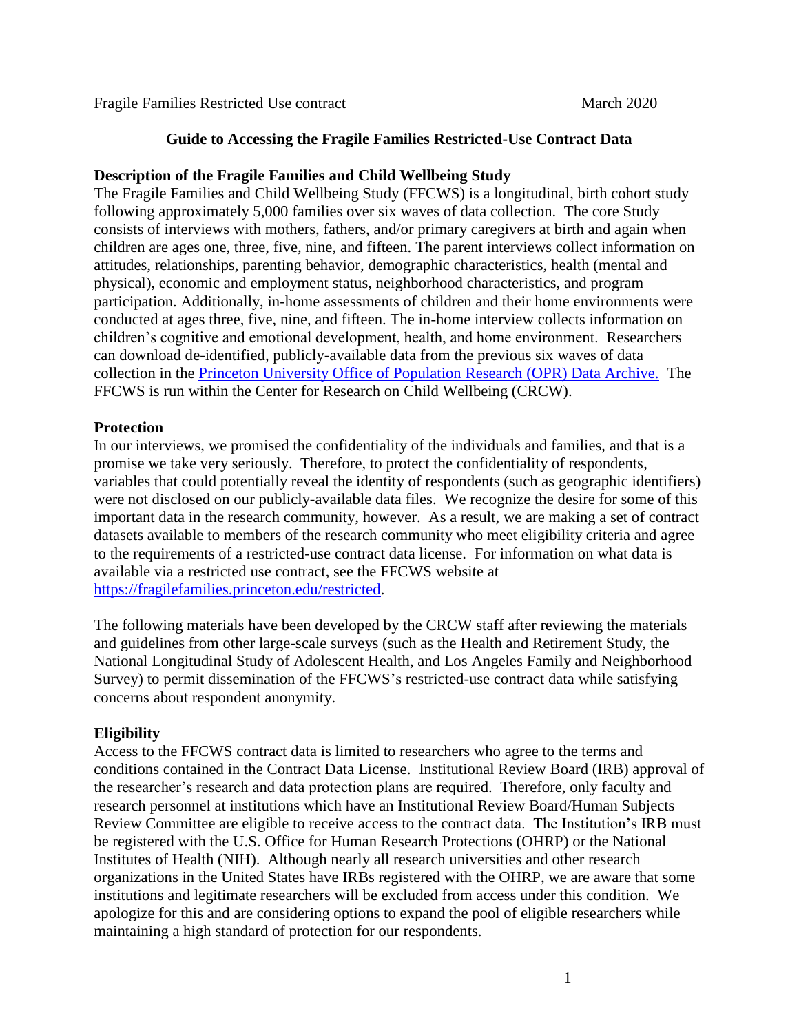Fragile Families Restricted Use contract March 2020

# Guide to Accessing the Fragile Families Restricted-Use Contract Data

## Description of the Fragile Families and Child Wellbeing Study

The Fragile Families and Child Wellbeing Study (FFCWS) is a longitudinal, birth cohort study following approximately 5,000 families over six waves of data collection. The core Study consists of interviews with mothers, fathers, and/or primary caregivers at birth and again when children are ages one, three, five, nine, and fifteen. The parent interviews collect information on attitudes, relationships, parenting behavior, demographic characteristics, health (mental and physical), economic and employment status, neighborhood characteristics, and program participation. Additionally, in-home assessments of children and their home environments were conducted at ages three, five, nine, and fifteen. The in-home interview collects information on children's cognitive and emotional development, health, and home environment. Researchers can download de-identified, publicly-available data from the previous six waves of data collection in the [Princeton University Office of Population Research (OPR) Data Archive.](Princeton University Office of Population Research (OPR) Data Archive.) The FFCWS is run within the Center for Research on Child Wellbeing (CRCW).

## Protection

In our interviews, we promised the confidentiality of the individuals and families, and that is a promise we take very seriously. Therefore, to protect the confidentiality of respondents, variables that could potentially reveal the identity of respondents (such as geographic identifiers) were not disclosed on our publicly-available data files. We recognize the desire for some of this important data in the research community, however. As a result, we are making a set of contract datasets available to members of the research community who meet eligibility criteria and agree to the requirements of a restricted-use contract data license. For information on what data is available via a restricted use contract, see the FFCWS website at https://fragilefamilies.princeton.edu/restricted.

The following materials have been developed by the CRCW staff after reviewing the materials and guidelines from other large-scale surveys (such as the Health and Retirement Study, the National Longitudinal Study of Adolescent Health, and Los Angeles Family and Neighborhood Survey) to permit dissemination of the FFCWS's restricted-use contract data while satisfying concerns about respondent anonymity.

## Eligibility

Access to the FFCWS contract data is limited to researchers who agree to the terms and conditions contained in the Contract Data License. Institutional Review Board (IRB) approval of the researcher's research and data protection plans are required. Therefore, only faculty and research personnel at institutions which have an Institutional Review Board/Human Subjects Review Committee are eligible to receive access to the contract data. The Institution's IRB must be registered with the U.S. Office for Human Research Protections (OHRP) or the National Institutes of Health (NIH). Although nearly all research universities and other research organizations in the United States have IRBs registered with the OHRP, we are aware that some institutions and legitimate researchers will be excluded from access under this condition. We apologize for this and are considering options to expand the pool of eligible researchers while maintaining a high standard of protection for our respondents.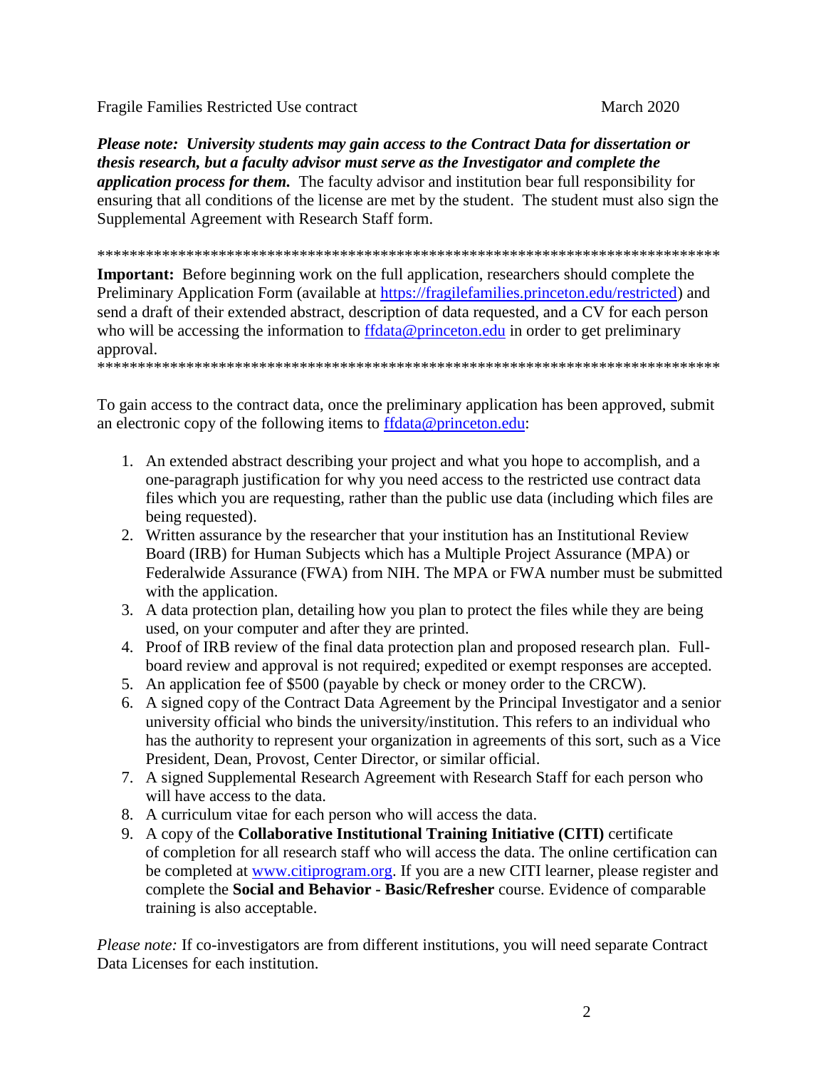*Please note: University students may gain access to the Contract Data for dissertation or thesis research, but a faculty advisor must serve as the Investigator and complete the application process for them.*** The faculty advisor and institution bear full responsibility for ensuring that all conditions of the license are met by the student. The student must also sign the Supplemental Agreement with Research Staff form.

********************************************************************************

**Important:** Before beginning work on the full application, researchers should complete the Preliminary Application Form (available at https://fragilefamilies.princeton.edu/restricted) and send a draft of their extended abstract, description of data requested, and a CV for each person who will be accessing the information to ffdata@princeton.edu in order to get preliminary approval.

********************************************************************************

To gain access to the contract data, once the preliminary application has been approved, submit an electronic copy of the following items to ffdata@princeton.edu:

1. An extended abstract describing your project and what you hope to accomplish, and a one-paragraph justification for why you need access to the restricted use contract data files which you are requesting, rather than the public use data (including which files are being requested).
2. Written assurance by the researcher that your institution has an Institutional Review Board (IRB) for Human Subjects which has a Multiple Project Assurance (MPA) or Federalwide Assurance (FWA) from NIH. The MPA or FWA number must be submitted with the application.
3. A data protection plan, detailing how you plan to protect the files while they are being used, on your computer and after they are printed.
4. Proof of IRB review of the final data protection plan and proposed research plan. Full-board review and approval is not required; expedited or exempt responses are accepted.
5. An application fee of $500 (payable by check or money order to the CRCW).
6. A signed copy of the Contract Data Agreement by the Principal Investigator and a senior university official who binds the university/institution. This refers to an individual who has the authority to represent your organization in agreements of this sort, such as a Vice President, Dean, Provost, Center Director, or similar official.
7. A signed Supplemental Research Agreement with Research Staff for each person who will have access to the data.
8. A curriculum vitae for each person who will access the data.
9. A copy of the **Collaborative Institutional Training Initiative (CITI)** certificate of completion for all research staff who will access the data. The online certification can be completed at www.citiprogram.org. If you are a new CITI learner, please register and complete the **Social and Behavior - Basic/Refresher** course. Evidence of comparable training is also acceptable.

*Please note:* If co-investigators are from different institutions, you will need separate Contract Data Licenses for each institution.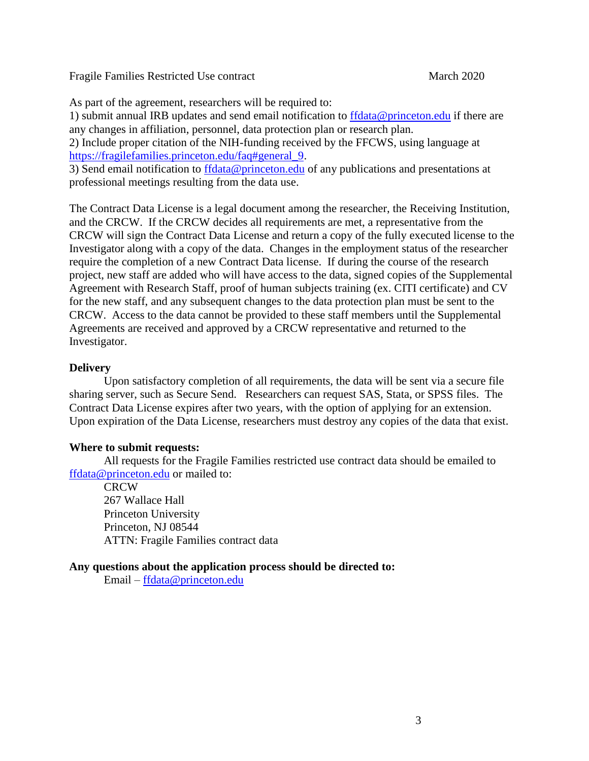As part of the agreement, researchers will be required to:
1) submit annual IRB updates and send email notification to ffdata@princeton.edu if there are any changes in affiliation, personnel, data protection plan or research plan.
2) Include proper citation of the NIH-funding received by the FFCWS, using language at https://fragilefamilies.princeton.edu/faq#general_9.
3) Send email notification to ffdata@princeton.edu of any publications and presentations at professional meetings resulting from the data use.

The Contract Data License is a legal document among the researcher, the Receiving Institution, and the CRCW. If the CRCW decides all requirements are met, a representative from the CRCW will sign the Contract Data License and return a copy of the fully executed license to the Investigator along with a copy of the data. Changes in the employment status of the researcher require the completion of a new Contract Data license. If during the course of the research project, new staff are added who will have access to the data, signed copies of the Supplemental Agreement with Research Staff, proof of human subjects training (ex. CITI certificate) and CV for the new staff, and any subsequent changes to the data protection plan must be sent to the CRCW. Access to the data cannot be provided to these staff members until the Supplemental Agreements are received and approved by a CRCW representative and returned to the Investigator.

**Delivery**

Upon satisfactory completion of all requirements, the data will be sent via a secure file sharing server, such as Secure Send. Researchers can request SAS, Stata, or SPSS files. The Contract Data License expires after two years, with the option of applying for an extension. Upon expiration of the Data License, researchers must destroy any copies of the data that exist.

**Where to submit requests:**

All requests for the Fragile Families restricted use contract data should be emailed to ffdata@princeton.edu or mailed to:

CRCW
267 Wallace Hall
Princeton University
Princeton, NJ 08544
ATTN: Fragile Families contract data

**Any questions about the application process should be directed to:**

Email – ffdata@princeton.edu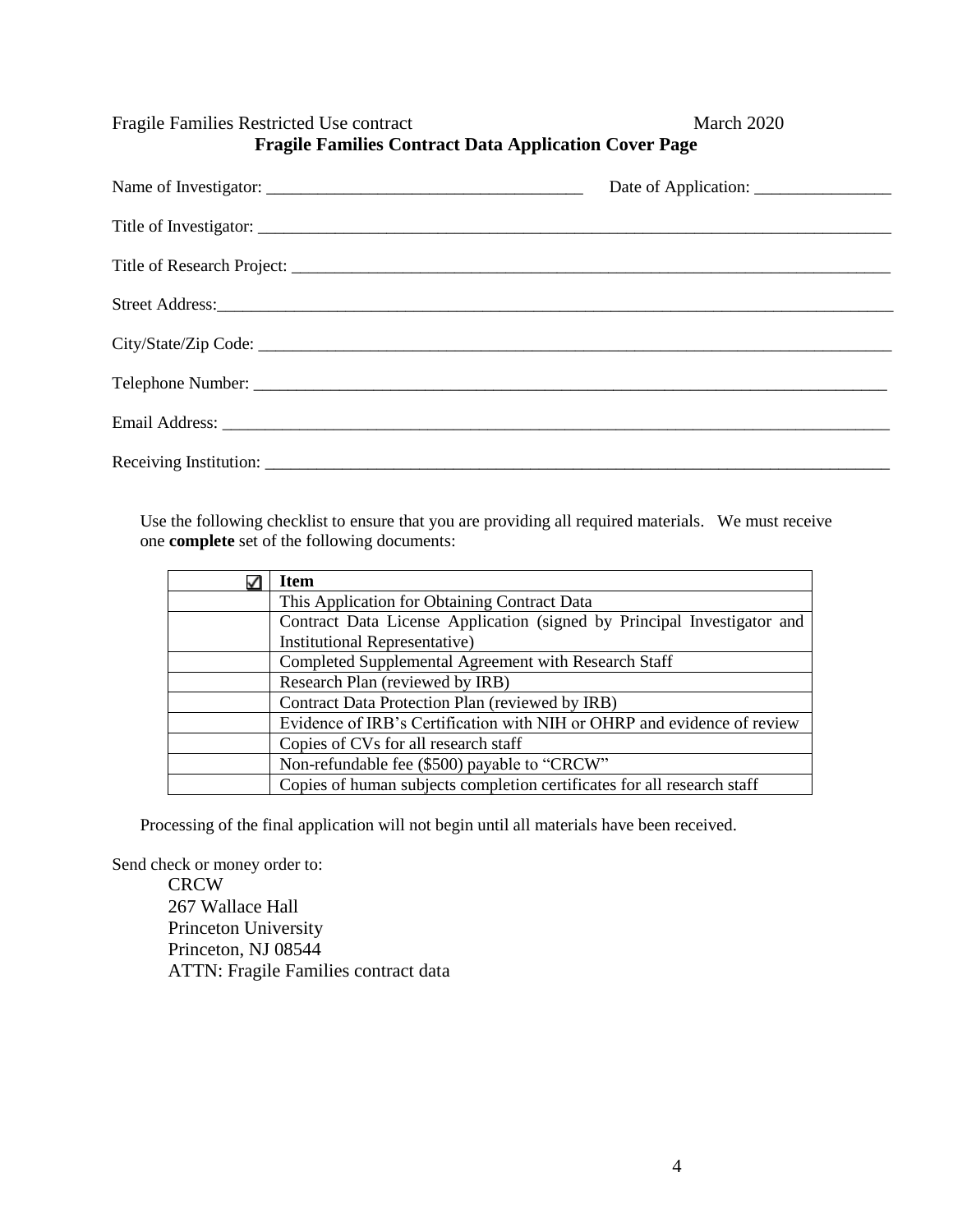Fragile Families Restricted Use contract March 2020

## Fragile Families Contract Data Application Cover Page

Name of Investigator: ____________________________________ Date of Application: ________________

Title of Investigator: ______________________________________________________________________________

Title of Research Project: ___________________________________________________________________________

Street Address:___________________________________________________________________________________

City/State/Zip Code: ______________________________________________________________________________

Telephone Number: _______________________________________________________________________________

Email Address: ___________________________________________________________________________________

Receiving Institution: ______________________________________________________________________________

Use the following checklist to ensure that you are providing all required materials. We must receive one **complete** set of the following documents:

| ☑ | Item |
|---|---|
| | This Application for Obtaining Contract Data |
| | Contract Data License Application (signed by Principal Investigator and Institutional Representative) |
| | Completed Supplemental Agreement with Research Staff |
| | Research Plan (reviewed by IRB) |
| | Contract Data Protection Plan (reviewed by IRB) |
| | Evidence of IRB's Certification with NIH or OHRP and evidence of review |
| | Copies of CVs for all research staff |
| | Non-refundable fee ($500) payable to "CRCW" |
| | Copies of human subjects completion certificates for all research staff |

Processing of the final application will not begin until all materials have been received.

Send check or money order to:

CRCW
267 Wallace Hall
Princeton University
Princeton, NJ 08544
ATTN: Fragile Families contract data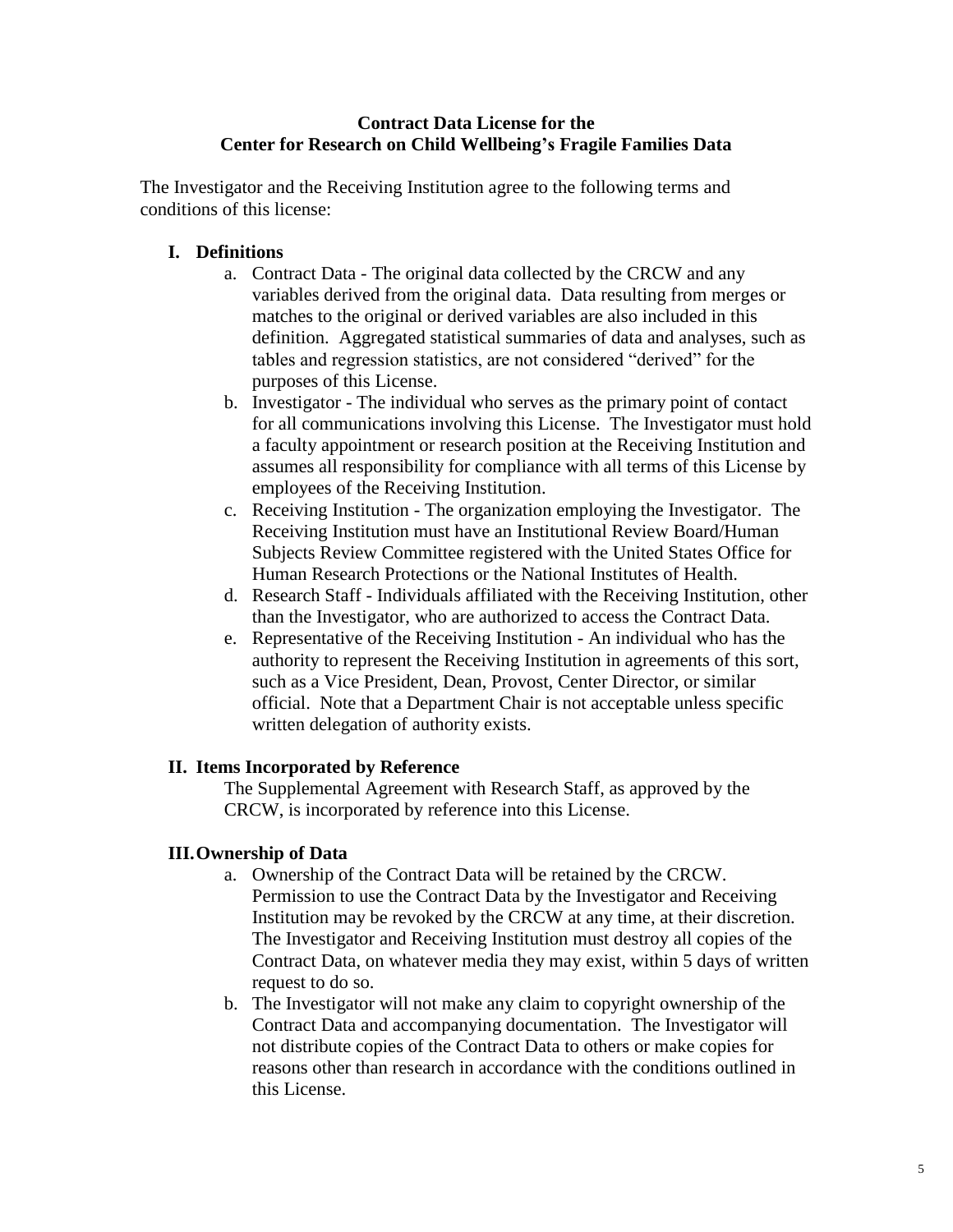**Contract Data License for the Center for Research on Child Wellbeing's Fragile Families Data**

The Investigator and the Receiving Institution agree to the following terms and conditions of this license:

## I. Definitions

a. Contract Data - The original data collected by the CRCW and any variables derived from the original data. Data resulting from merges or matches to the original or derived variables are also included in this definition. Aggregated statistical summaries of data and analyses, such as tables and regression statistics, are not considered "derived" for the purposes of this License.

b. Investigator - The individual who serves as the primary point of contact for all communications involving this License. The Investigator must hold a faculty appointment or research position at the Receiving Institution and assumes all responsibility for compliance with all terms of this License by employees of the Receiving Institution.

c. Receiving Institution - The organization employing the Investigator. The Receiving Institution must have an Institutional Review Board/Human Subjects Review Committee registered with the United States Office for Human Research Protections or the National Institutes of Health.

d. Research Staff - Individuals affiliated with the Receiving Institution, other than the Investigator, who are authorized to access the Contract Data.

e. Representative of the Receiving Institution - An individual who has the authority to represent the Receiving Institution in agreements of this sort, such as a Vice President, Dean, Provost, Center Director, or similar official. Note that a Department Chair is not acceptable unless specific written delegation of authority exists.

## II. Items Incorporated by Reference

The Supplemental Agreement with Research Staff, as approved by the CRCW, is incorporated by reference into this License.

## III. Ownership of Data

a. Ownership of the Contract Data will be retained by the CRCW. Permission to use the Contract Data by the Investigator and Receiving Institution may be revoked by the CRCW at any time, at their discretion. The Investigator and Receiving Institution must destroy all copies of the Contract Data, on whatever media they may exist, within 5 days of written request to do so.

b. The Investigator will not make any claim to copyright ownership of the Contract Data and accompanying documentation. The Investigator will not distribute copies of the Contract Data to others or make copies for reasons other than research in accordance with the conditions outlined in this License.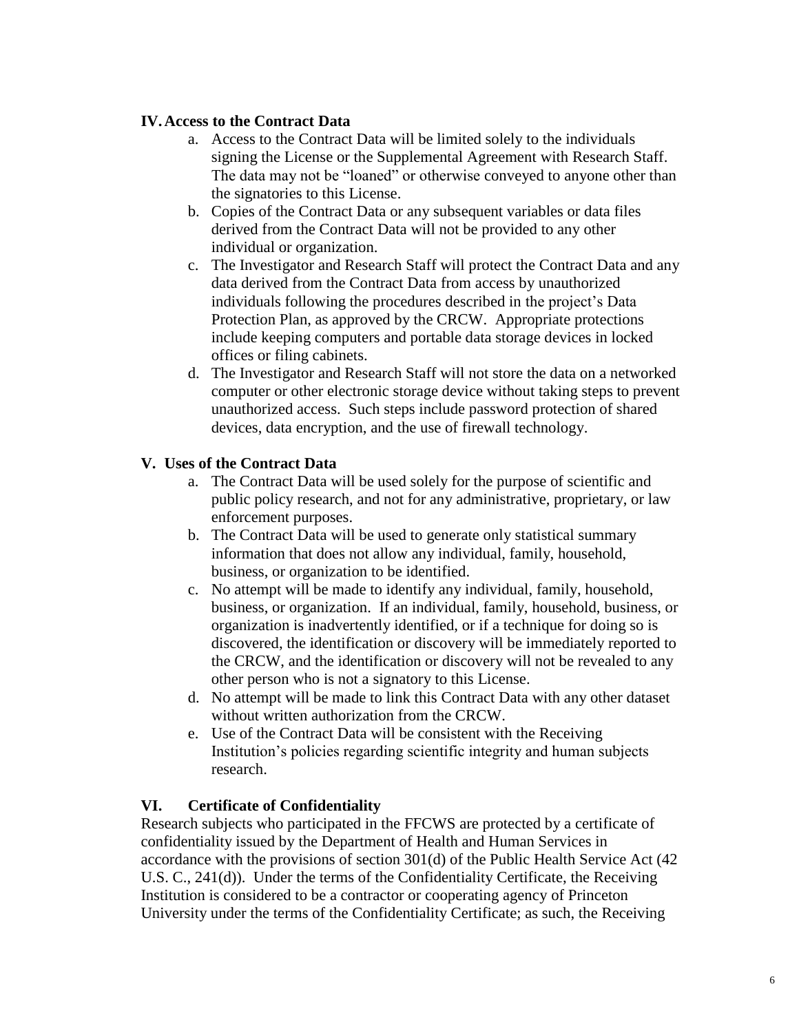## IV. Access to the Contract Data

a. Access to the Contract Data will be limited solely to the individuals signing the License or the Supplemental Agreement with Research Staff. The data may not be "loaned" or otherwise conveyed to anyone other than the signatories to this License.

b. Copies of the Contract Data or any subsequent variables or data files derived from the Contract Data will not be provided to any other individual or organization.

c. The Investigator and Research Staff will protect the Contract Data and any data derived from the Contract Data from access by unauthorized individuals following the procedures described in the project's Data Protection Plan, as approved by the CRCW. Appropriate protections include keeping computers and portable data storage devices in locked offices or filing cabinets.

d. The Investigator and Research Staff will not store the data on a networked computer or other electronic storage device without taking steps to prevent unauthorized access. Such steps include password protection of shared devices, data encryption, and the use of firewall technology.

## V. Uses of the Contract Data

a. The Contract Data will be used solely for the purpose of scientific and public policy research, and not for any administrative, proprietary, or law enforcement purposes.

b. The Contract Data will be used to generate only statistical summary information that does not allow any individual, family, household, business, or organization to be identified.

c. No attempt will be made to identify any individual, family, household, business, or organization. If an individual, family, household, business, or organization is inadvertently identified, or if a technique for doing so is discovered, the identification or discovery will be immediately reported to the CRCW, and the identification or discovery will not be revealed to any other person who is not a signatory to this License.

d. No attempt will be made to link this Contract Data with any other dataset without written authorization from the CRCW.

e. Use of the Contract Data will be consistent with the Receiving Institution's policies regarding scientific integrity and human subjects research.

## VI. Certificate of Confidentiality

Research subjects who participated in the FFCWS are protected by a certificate of confidentiality issued by the Department of Health and Human Services in accordance with the provisions of section 301(d) of the Public Health Service Act (42 U.S. C., 241(d)). Under the terms of the Confidentiality Certificate, the Receiving Institution is considered to be a contractor or cooperating agency of Princeton University under the terms of the Confidentiality Certificate; as such, the Receiving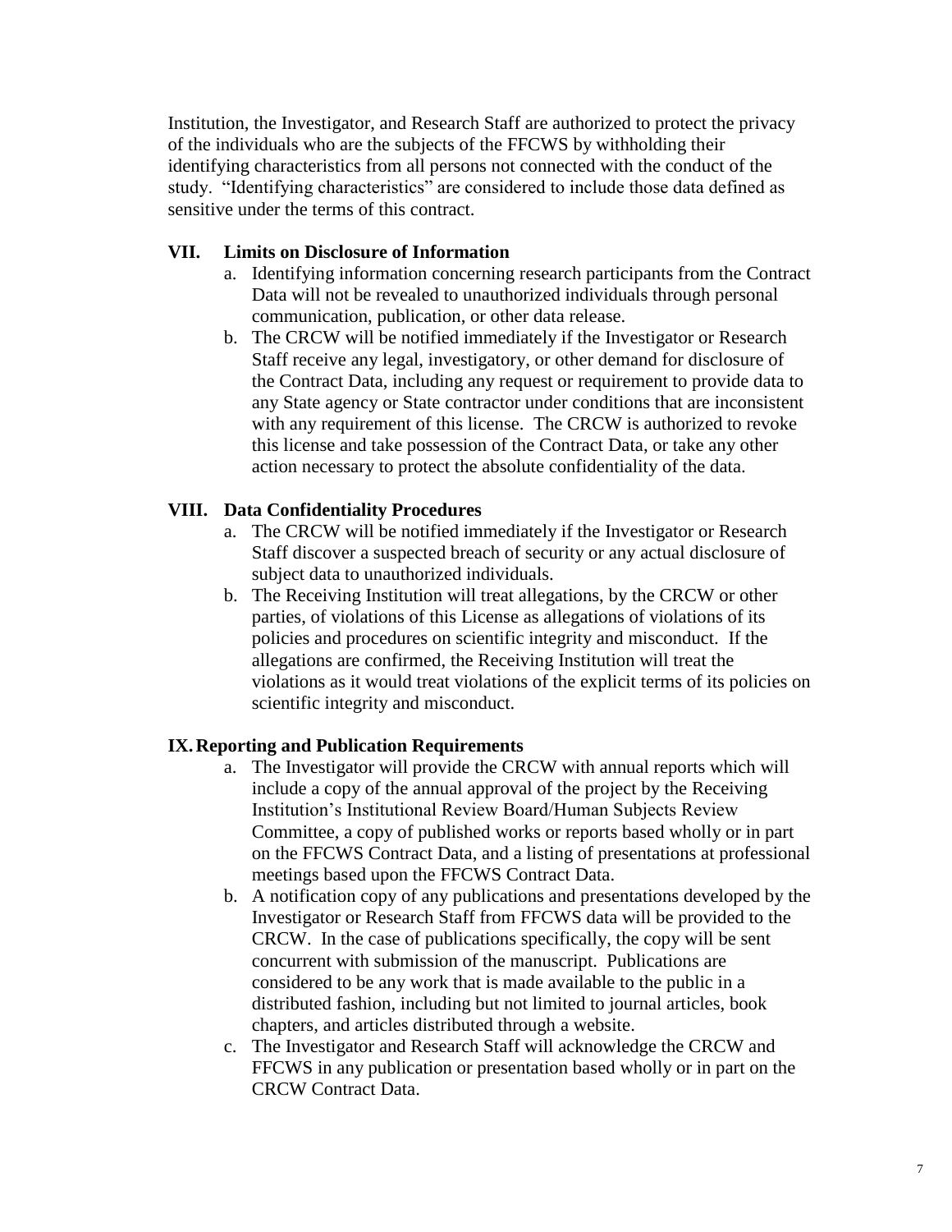Institution, the Investigator, and Research Staff are authorized to protect the privacy of the individuals who are the subjects of the FFCWS by withholding their identifying characteristics from all persons not connected with the conduct of the study. "Identifying characteristics" are considered to include those data defined as sensitive under the terms of this contract.

### VII. Limits on Disclosure of Information

a. Identifying information concerning research participants from the Contract Data will not be revealed to unauthorized individuals through personal communication, publication, or other data release.
b. The CRCW will be notified immediately if the Investigator or Research Staff receive any legal, investigatory, or other demand for disclosure of the Contract Data, including any request or requirement to provide data to any State agency or State contractor under conditions that are inconsistent with any requirement of this license. The CRCW is authorized to revoke this license and take possession of the Contract Data, or take any other action necessary to protect the absolute confidentiality of the data.

### VIII. Data Confidentiality Procedures

a. The CRCW will be notified immediately if the Investigator or Research Staff discover a suspected breach of security or any actual disclosure of subject data to unauthorized individuals.
b. The Receiving Institution will treat allegations, by the CRCW or other parties, of violations of this License as allegations of violations of its policies and procedures on scientific integrity and misconduct. If the allegations are confirmed, the Receiving Institution will treat the violations as it would treat violations of the explicit terms of its policies on scientific integrity and misconduct.

### IX. Reporting and Publication Requirements

a. The Investigator will provide the CRCW with annual reports which will include a copy of the annual approval of the project by the Receiving Institution's Institutional Review Board/Human Subjects Review Committee, a copy of published works or reports based wholly or in part on the FFCWS Contract Data, and a listing of presentations at professional meetings based upon the FFCWS Contract Data.
b. A notification copy of any publications and presentations developed by the Investigator or Research Staff from FFCWS data will be provided to the CRCW. In the case of publications specifically, the copy will be sent concurrent with submission of the manuscript. Publications are considered to be any work that is made available to the public in a distributed fashion, including but not limited to journal articles, book chapters, and articles distributed through a website.
c. The Investigator and Research Staff will acknowledge the CRCW and FFCWS in any publication or presentation based wholly or in part on the CRCW Contract Data.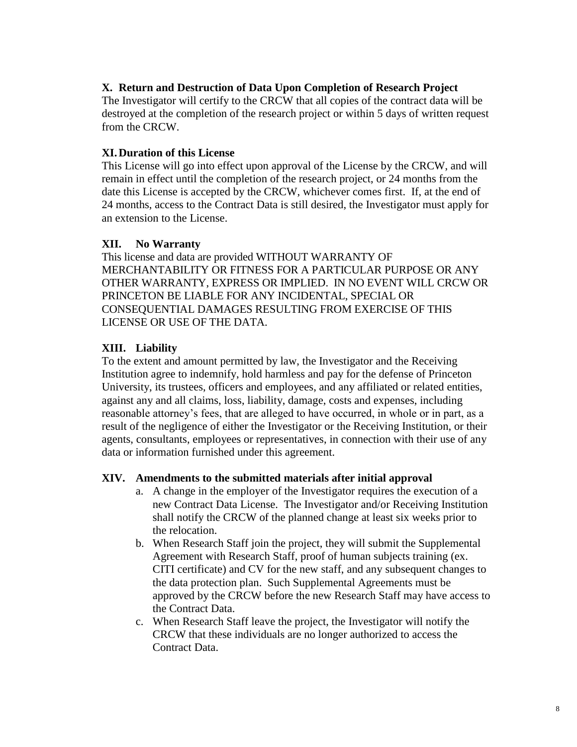### X. Return and Destruction of Data Upon Completion of Research Project

The Investigator will certify to the CRCW that all copies of the contract data will be destroyed at the completion of the research project or within 5 days of written request from the CRCW.

### XI. Duration of this License

This License will go into effect upon approval of the License by the CRCW, and will remain in effect until the completion of the research project, or 24 months from the date this License is accepted by the CRCW, whichever comes first. If, at the end of 24 months, access to the Contract Data is still desired, the Investigator must apply for an extension to the License.

### XII. No Warranty

This license and data are provided WITHOUT WARRANTY OF MERCHANTABILITY OR FITNESS FOR A PARTICULAR PURPOSE OR ANY OTHER WARRANTY, EXPRESS OR IMPLIED. IN NO EVENT WILL CRCW OR PRINCETON BE LIABLE FOR ANY INCIDENTAL, SPECIAL OR CONSEQUENTIAL DAMAGES RESULTING FROM EXERCISE OF THIS LICENSE OR USE OF THE DATA.

### XIII. Liability

To the extent and amount permitted by law, the Investigator and the Receiving Institution agree to indemnify, hold harmless and pay for the defense of Princeton University, its trustees, officers and employees, and any affiliated or related entities, against any and all claims, loss, liability, damage, costs and expenses, including reasonable attorney's fees, that are alleged to have occurred, in whole or in part, as a result of the negligence of either the Investigator or the Receiving Institution, or their agents, consultants, employees or representatives, in connection with their use of any data or information furnished under this agreement.

### XIV. Amendments to the submitted materials after initial approval

a. A change in the employer of the Investigator requires the execution of a new Contract Data License. The Investigator and/or Receiving Institution shall notify the CRCW of the planned change at least six weeks prior to the relocation.

b. When Research Staff join the project, they will submit the Supplemental Agreement with Research Staff, proof of human subjects training (ex. CITI certificate) and CV for the new staff, and any subsequent changes to the data protection plan. Such Supplemental Agreements must be approved by the CRCW before the new Research Staff may have access to the Contract Data.

c. When Research Staff leave the project, the Investigator will notify the CRCW that these individuals are no longer authorized to access the Contract Data.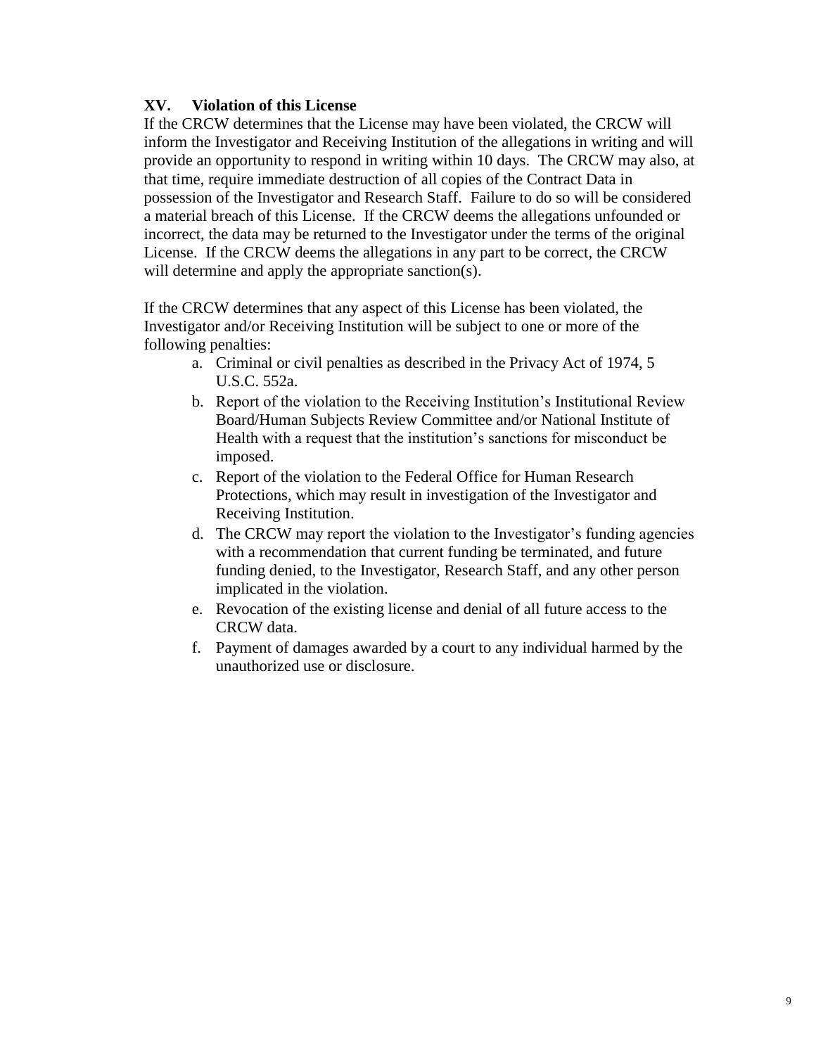## XV. Violation of this License

If the CRCW determines that the License may have been violated, the CRCW will inform the Investigator and Receiving Institution of the allegations in writing and will provide an opportunity to respond in writing within 10 days. The CRCW may also, at that time, require immediate destruction of all copies of the Contract Data in possession of the Investigator and Research Staff. Failure to do so will be considered a material breach of this License. If the CRCW deems the allegations unfounded or incorrect, the data may be returned to the Investigator under the terms of the original License. If the CRCW deems the allegations in any part to be correct, the CRCW will determine and apply the appropriate sanction(s).

If the CRCW determines that any aspect of this License has been violated, the Investigator and/or Receiving Institution will be subject to one or more of the following penalties:

a. Criminal or civil penalties as described in the Privacy Act of 1974, 5 U.S.C. 552a.
b. Report of the violation to the Receiving Institution's Institutional Review Board/Human Subjects Review Committee and/or National Institute of Health with a request that the institution's sanctions for misconduct be imposed.
c. Report of the violation to the Federal Office for Human Research Protections, which may result in investigation of the Investigator and Receiving Institution.
d. The CRCW may report the violation to the Investigator's funding agencies with a recommendation that current funding be terminated, and future funding denied, to the Investigator, Research Staff, and any other person implicated in the violation.
e. Revocation of the existing license and denial of all future access to the CRCW data.
f. Payment of damages awarded by a court to any individual harmed by the unauthorized use or disclosure.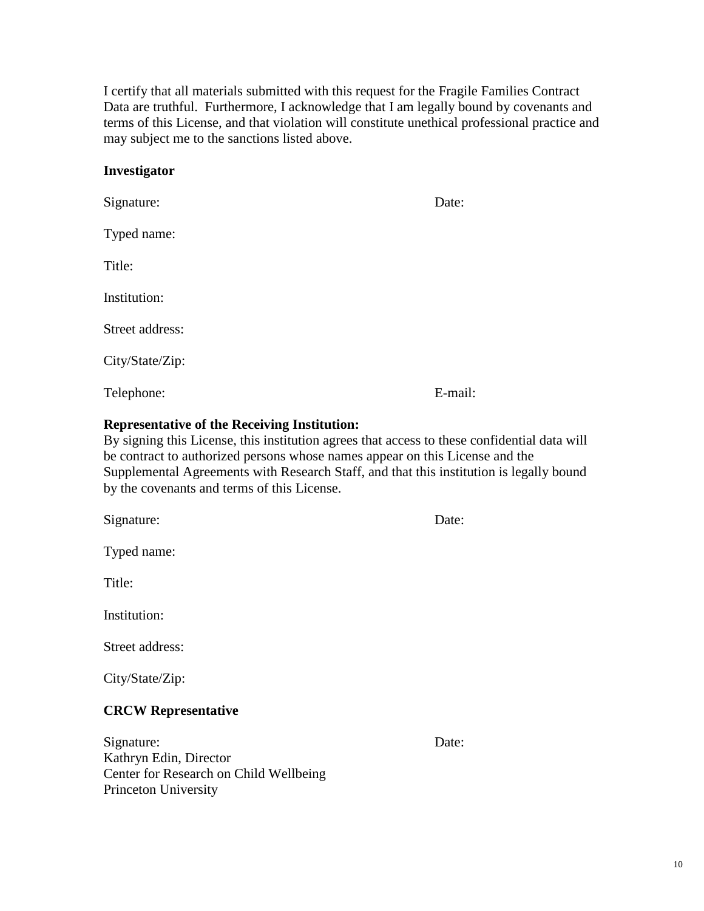I certify that all materials submitted with this request for the Fragile Families Contract Data are truthful. Furthermore, I acknowledge that I am legally bound by covenants and terms of this License, and that violation will constitute unethical professional practice and may subject me to the sanctions listed above.

**Investigator**

Signature: Date:

Typed name:

Title:

Institution:

Street address:

City/State/Zip:

Telephone: E-mail:

**Representative of the Receiving Institution:**
By signing this License, this institution agrees that access to these confidential data will be contract to authorized persons whose names appear on this License and the Supplemental Agreements with Research Staff, and that this institution is legally bound by the covenants and terms of this License.

Signature: Date:

Typed name:

Title:

Institution:

Street address:

City/State/Zip:

**CRCW Representative**

Signature: Date:
Kathryn Edin, Director
Center for Research on Child Wellbeing
Princeton University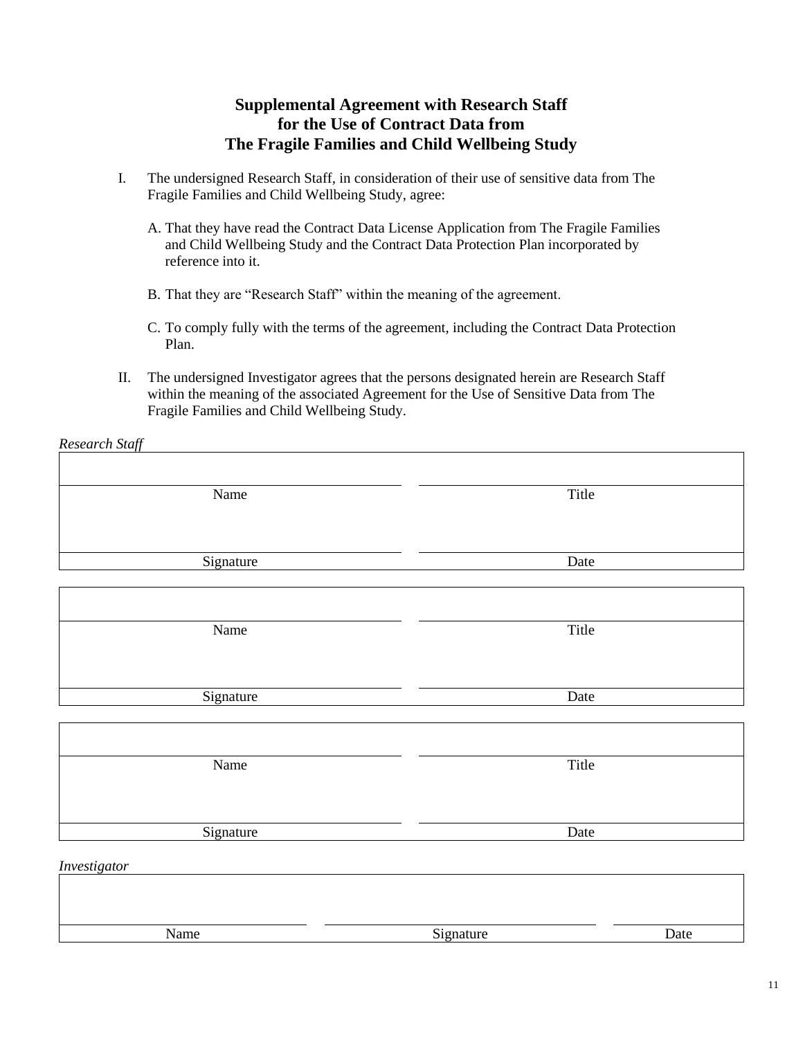# Supplemental Agreement with Research Staff for the Use of Contract Data from The Fragile Families and Child Wellbeing Study

I. The undersigned Research Staff, in consideration of their use of sensitive data from The Fragile Families and Child Wellbeing Study, agree:

   A. That they have read the Contract Data License Application from The Fragile Families and Child Wellbeing Study and the Contract Data Protection Plan incorporated by reference into it.

   B. That they are "Research Staff" within the meaning of the agreement.

   C. To comply fully with the terms of the agreement, including the Contract Data Protection Plan.

II. The undersigned Investigator agrees that the persons designated herein are Research Staff within the meaning of the associated Agreement for the Use of Sensitive Data from The Fragile Families and Child Wellbeing Study.

*Research Staff*

| | |
|---|---|
| Name | Title |
| Signature | Date |

| | |
|---|---|
| Name | Title |
| Signature | Date |

| | |
|---|---|
| Name | Title |
| Signature | Date |

*Investigator*

| | | |
|---|---|---|
| Name | Signature | Date |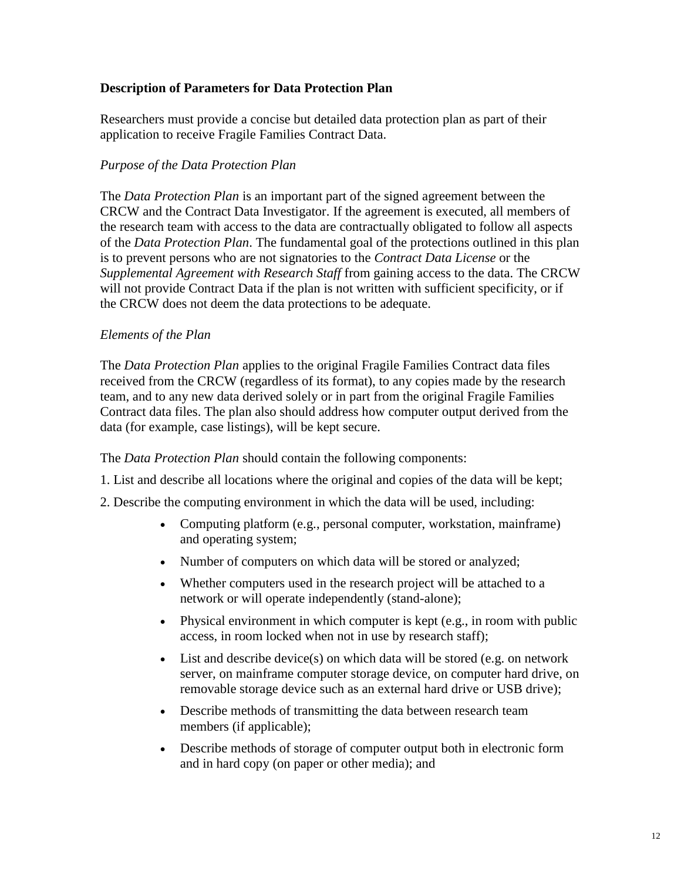**Description of Parameters for Data Protection Plan**

Researchers must provide a concise but detailed data protection plan as part of their application to receive Fragile Families Contract Data.

*Purpose of the Data Protection Plan*

The *Data Protection Plan* is an important part of the signed agreement between the CRCW and the Contract Data Investigator. If the agreement is executed, all members of the research team with access to the data are contractually obligated to follow all aspects of the *Data Protection Plan*. The fundamental goal of the protections outlined in this plan is to prevent persons who are not signatories to the *Contract Data License* or the *Supplemental Agreement with Research Staff* from gaining access to the data. The CRCW will not provide Contract Data if the plan is not written with sufficient specificity, or if the CRCW does not deem the data protections to be adequate.

*Elements of the Plan*

The *Data Protection Plan* applies to the original Fragile Families Contract data files received from the CRCW (regardless of its format), to any copies made by the research team, and to any new data derived solely or in part from the original Fragile Families Contract data files. The plan also should address how computer output derived from the data (for example, case listings), will be kept secure.

The *Data Protection Plan* should contain the following components:

1. List and describe all locations where the original and copies of the data will be kept;

2. Describe the computing environment in which the data will be used, including:

- Computing platform (e.g., personal computer, workstation, mainframe) and operating system;
- Number of computers on which data will be stored or analyzed;
- Whether computers used in the research project will be attached to a network or will operate independently (stand-alone);
- Physical environment in which computer is kept (e.g., in room with public access, in room locked when not in use by research staff);
- List and describe device(s) on which data will be stored (e.g. on network server, on mainframe computer storage device, on computer hard drive, on removable storage device such as an external hard drive or USB drive);
- Describe methods of transmitting the data between research team members (if applicable);
- Describe methods of storage of computer output both in electronic form and in hard copy (on paper or other media); and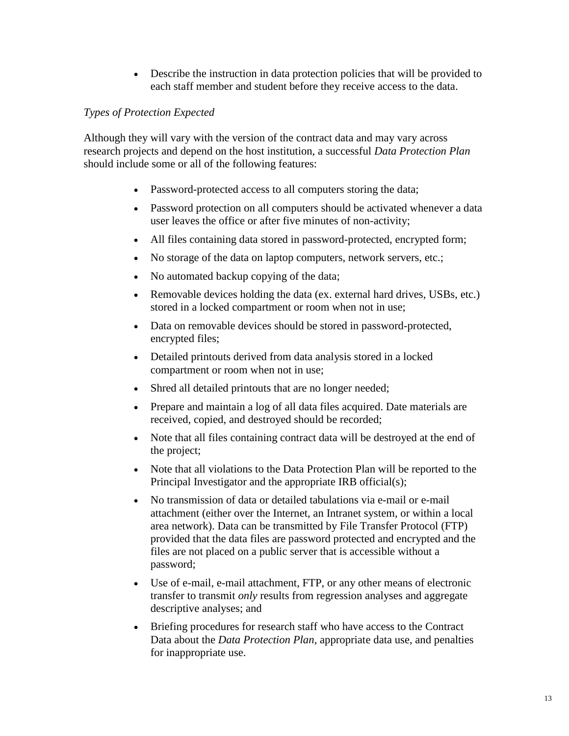- Describe the instruction in data protection policies that will be provided to each staff member and student before they receive access to the data.

*Types of Protection Expected*

Although they will vary with the version of the contract data and may vary across research projects and depend on the host institution, a successful *Data Protection Plan* should include some or all of the following features:

- Password-protected access to all computers storing the data;
- Password protection on all computers should be activated whenever a data user leaves the office or after five minutes of non-activity;
- All files containing data stored in password-protected, encrypted form;
- No storage of the data on laptop computers, network servers, etc.;
- No automated backup copying of the data;
- Removable devices holding the data (ex. external hard drives, USBs, etc.) stored in a locked compartment or room when not in use;
- Data on removable devices should be stored in password-protected, encrypted files;
- Detailed printouts derived from data analysis stored in a locked compartment or room when not in use;
- Shred all detailed printouts that are no longer needed;
- Prepare and maintain a log of all data files acquired. Date materials are received, copied, and destroyed should be recorded;
- Note that all files containing contract data will be destroyed at the end of the project;
- Note that all violations to the Data Protection Plan will be reported to the Principal Investigator and the appropriate IRB official(s);
- No transmission of data or detailed tabulations via e-mail or e-mail attachment (either over the Internet, an Intranet system, or within a local area network). Data can be transmitted by File Transfer Protocol (FTP) provided that the data files are password protected and encrypted and the files are not placed on a public server that is accessible without a password;
- Use of e-mail, e-mail attachment, FTP, or any other means of electronic transfer to transmit *only* results from regression analyses and aggregate descriptive analyses; and
- Briefing procedures for research staff who have access to the Contract Data about the *Data Protection Plan*, appropriate data use, and penalties for inappropriate use.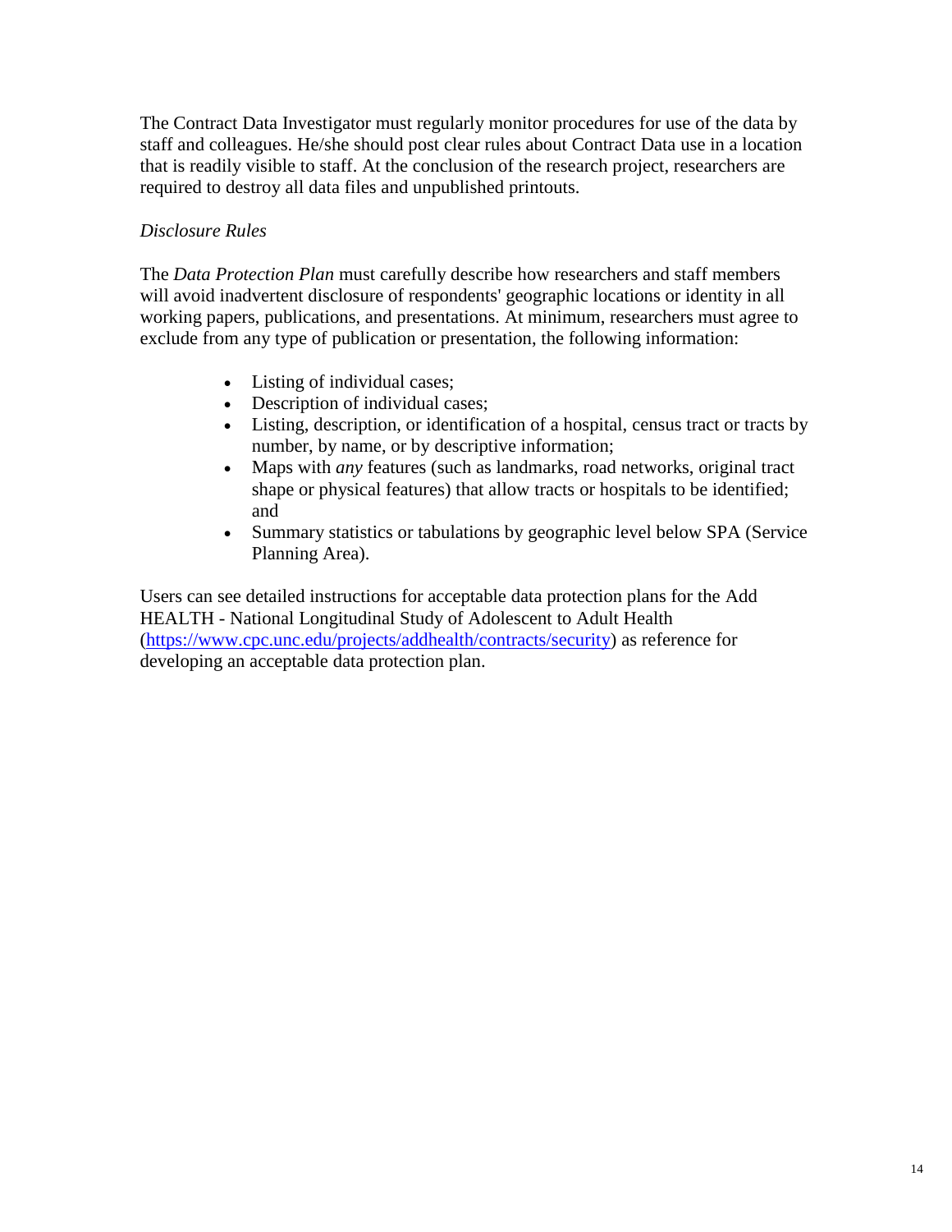The Contract Data Investigator must regularly monitor procedures for use of the data by staff and colleagues. He/she should post clear rules about Contract Data use in a location that is readily visible to staff. At the conclusion of the research project, researchers are required to destroy all data files and unpublished printouts.

*Disclosure Rules*

The *Data Protection Plan* must carefully describe how researchers and staff members will avoid inadvertent disclosure of respondents' geographic locations or identity in all working papers, publications, and presentations. At minimum, researchers must agree to exclude from any type of publication or presentation, the following information:

- Listing of individual cases;
- Description of individual cases;
- Listing, description, or identification of a hospital, census tract or tracts by number, by name, or by descriptive information;
- Maps with *any* features (such as landmarks, road networks, original tract shape or physical features) that allow tracts or hospitals to be identified; and
- Summary statistics or tabulations by geographic level below SPA (Service Planning Area).

Users can see detailed instructions for acceptable data protection plans for the Add HEALTH - National Longitudinal Study of Adolescent to Adult Health (https://www.cpc.unc.edu/projects/addhealth/contracts/security) as reference for developing an acceptable data protection plan.